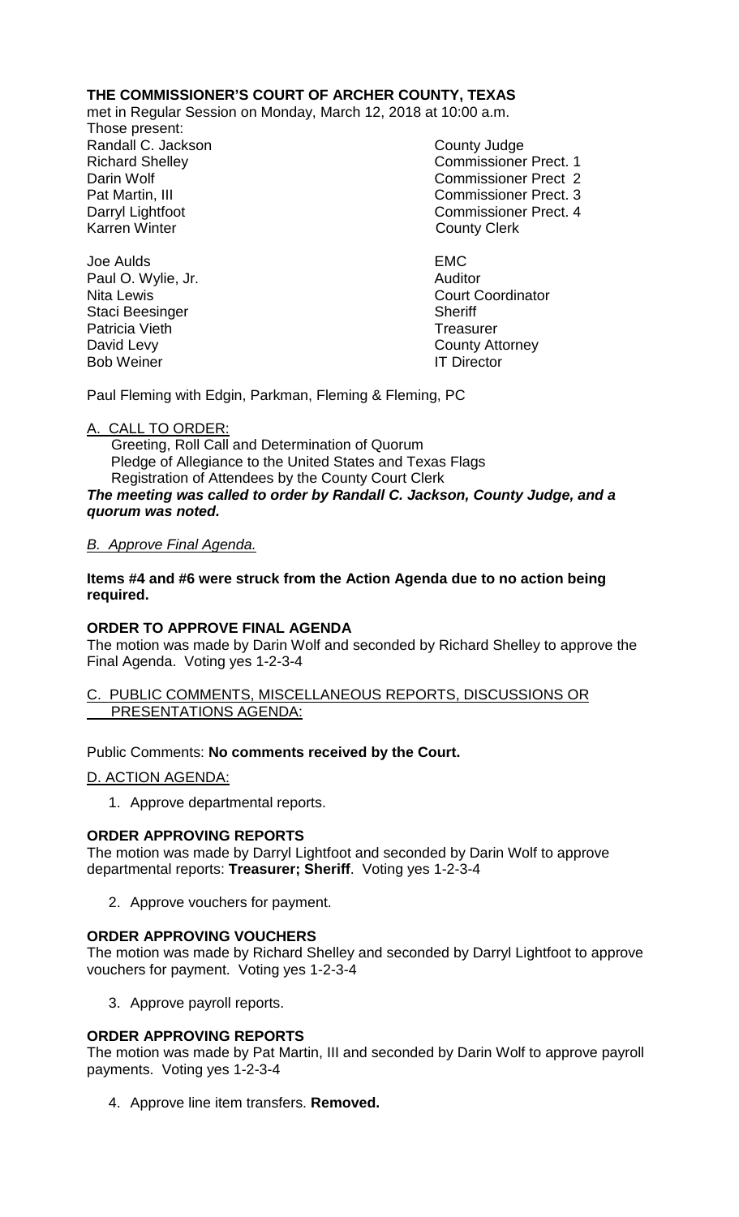**THE COMMISSIONER'S COURT OF ARCHER COUNTY, TEXAS**

met in Regular Session on Monday, March 12, 2018 at 10:00 a.m.

Those present:

| | |
|---|---|
| Randall C. Jackson | County Judge |
| Richard Shelley | Commissioner Prect. 1 |
| Darin Wolf | Commissioner Prect 2 |
| Pat Martin, III | Commissioner Prect. 3 |
| Darryl Lightfoot | Commissioner Prect. 4 |
| Karren Winter | County Clerk |
| | |
| Joe Aulds | EMC |
| Paul O. Wylie, Jr. | Auditor |
| Nita Lewis | Court Coordinator |
| Staci Beesinger | Sheriff |
| Patricia Vieth | Treasurer |
| David Levy | County Attorney |
| Bob Weiner | IT Director |

Paul Fleming with Edgin, Parkman, Fleming & Fleming, PC

A. CALL TO ORDER:

Greeting, Roll Call and Determination of Quorum
Pledge of Allegiance to the United States and Texas Flags
Registration of Attendees by the County Court Clerk

***The meeting was called to order by Randall C. Jackson, County Judge, and a quorum was noted.***

*B. Approve Final Agenda.*

**Items #4 and #6 were struck from the Action Agenda due to no action being required.**

**ORDER TO APPROVE FINAL AGENDA**

The motion was made by Darin Wolf and seconded by Richard Shelley to approve the Final Agenda. Voting yes 1-2-3-4

C. PUBLIC COMMENTS, MISCELLANEOUS REPORTS, DISCUSSIONS OR PRESENTATIONS AGENDA:

Public Comments: **No comments received by the Court.**

D. ACTION AGENDA:

1. Approve departmental reports.

**ORDER APPROVING REPORTS**

The motion was made by Darryl Lightfoot and seconded by Darin Wolf to approve departmental reports: **Treasurer; Sheriff**. Voting yes 1-2-3-4

2. Approve vouchers for payment.

**ORDER APPROVING VOUCHERS**

The motion was made by Richard Shelley and seconded by Darryl Lightfoot to approve vouchers for payment. Voting yes 1-2-3-4

3. Approve payroll reports.

**ORDER APPROVING REPORTS**

The motion was made by Pat Martin, III and seconded by Darin Wolf to approve payroll payments. Voting yes 1-2-3-4

4. Approve line item transfers. **Removed.**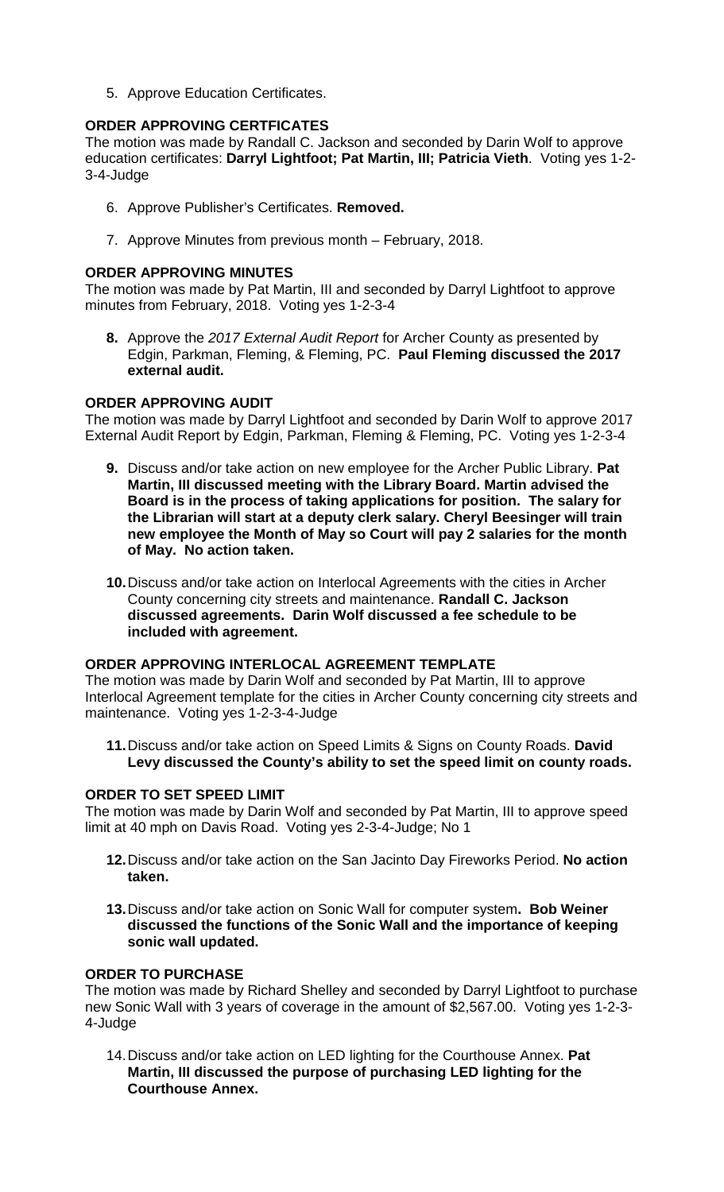5. Approve Education Certificates.

**ORDER APPROVING CERTFICATES**
The motion was made by Randall C. Jackson and seconded by Darin Wolf to approve education certificates: **Darryl Lightfoot; Pat Martin, III; Patricia Vieth**. Voting yes 1-2-3-4-Judge

6. Approve Publisher's Certificates. **Removed.**

7. Approve Minutes from previous month – February, 2018.

**ORDER APPROVING MINUTES**
The motion was made by Pat Martin, III and seconded by Darryl Lightfoot to approve minutes from February, 2018. Voting yes 1-2-3-4

8. Approve the *2017 External Audit Report* for Archer County as presented by Edgin, Parkman, Fleming, & Fleming, PC. **Paul Fleming discussed the 2017 external audit.**

**ORDER APPROVING AUDIT**
The motion was made by Darryl Lightfoot and seconded by Darin Wolf to approve 2017 External Audit Report by Edgin, Parkman, Fleming & Fleming, PC. Voting yes 1-2-3-4

9. Discuss and/or take action on new employee for the Archer Public Library. **Pat Martin, III discussed meeting with the Library Board. Martin advised the Board is in the process of taking applications for position. The salary for the Librarian will start at a deputy clerk salary. Cheryl Beesinger will train new employee the Month of May so Court will pay 2 salaries for the month of May. No action taken.**

10. Discuss and/or take action on Interlocal Agreements with the cities in Archer County concerning city streets and maintenance. **Randall C. Jackson discussed agreements. Darin Wolf discussed a fee schedule to be included with agreement.**

**ORDER APPROVING INTERLOCAL AGREEMENT TEMPLATE**
The motion was made by Darin Wolf and seconded by Pat Martin, III to approve Interlocal Agreement template for the cities in Archer County concerning city streets and maintenance. Voting yes 1-2-3-4-Judge

11. Discuss and/or take action on Speed Limits & Signs on County Roads. **David Levy discussed the County's ability to set the speed limit on county roads.**

**ORDER TO SET SPEED LIMIT**
The motion was made by Darin Wolf and seconded by Pat Martin, III to approve speed limit at 40 mph on Davis Road. Voting yes 2-3-4-Judge; No 1

12. Discuss and/or take action on the San Jacinto Day Fireworks Period. **No action taken.**

13. Discuss and/or take action on Sonic Wall for computer system**. Bob Weiner discussed the functions of the Sonic Wall and the importance of keeping sonic wall updated.**

**ORDER TO PURCHASE**
The motion was made by Richard Shelley and seconded by Darryl Lightfoot to purchase new Sonic Wall with 3 years of coverage in the amount of $2,567.00. Voting yes 1-2-3-4-Judge

14. Discuss and/or take action on LED lighting for the Courthouse Annex. **Pat Martin, III discussed the purpose of purchasing LED lighting for the Courthouse Annex.**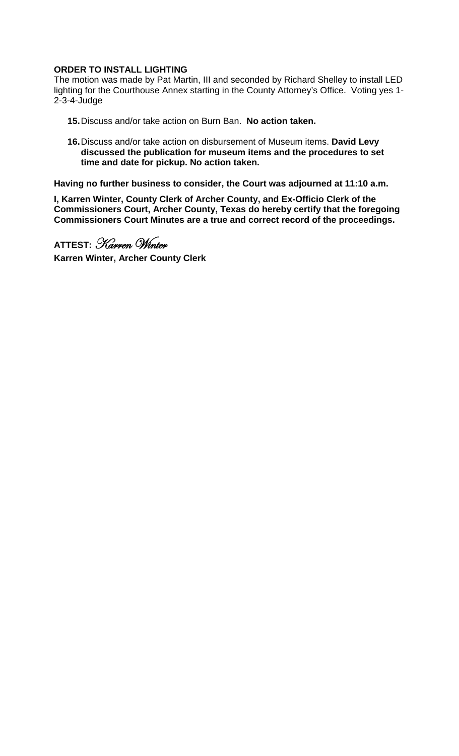**ORDER TO INSTALL LIGHTING**

The motion was made by Pat Martin, III and seconded by Richard Shelley to install LED lighting for the Courthouse Annex starting in the County Attorney's Office. Voting yes 1-2-3-4-Judge

15. Discuss and/or take action on Burn Ban. **No action taken.**

16. Discuss and/or take action on disbursement of Museum items. **David Levy discussed the publication for museum items and the procedures to set time and date for pickup. No action taken.**

**Having no further business to consider, the Court was adjourned at 11:10 a.m.**

**I, Karren Winter, County Clerk of Archer County, and Ex-Officio Clerk of the Commissioners Court, Archer County, Texas do hereby certify that the foregoing Commissioners Court Minutes are a true and correct record of the proceedings.**

**ATTEST:** *Karren Winter*

**Karren Winter, Archer County Clerk**